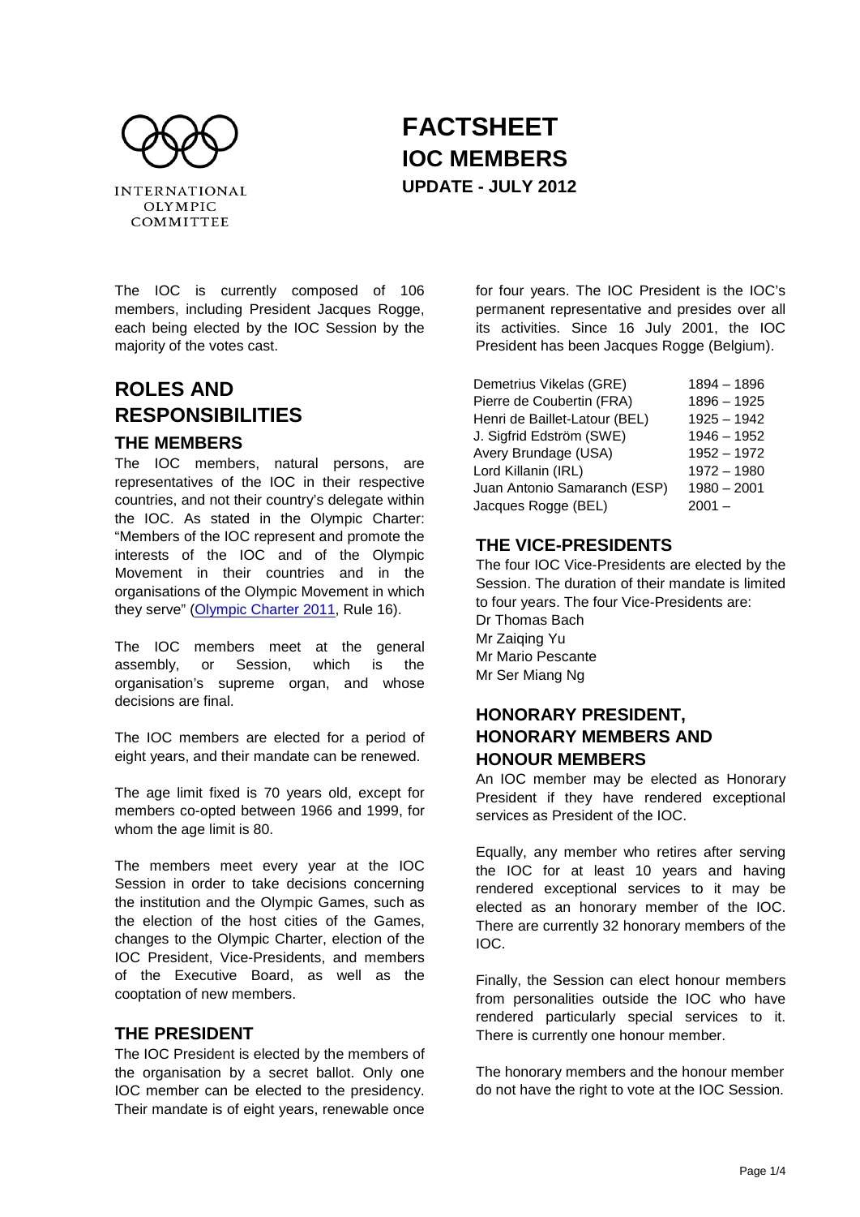# FACTSHEET
# IOC MEMBERS
### UPDATE - JULY 2012

INTERNATIONAL OLYMPIC COMMITTEE

The IOC is currently composed of 106 members, including President Jacques Rogge, each being elected by the IOC Session by the majority of the votes cast.

## ROLES AND RESPONSIBILITIES

### THE MEMBERS

The IOC members, natural persons, are representatives of the IOC in their respective countries, and not their country's delegate within the IOC. As stated in the Olympic Charter: "Members of the IOC represent and promote the interests of the IOC and of the Olympic Movement in their countries and in the organisations of the Olympic Movement in which they serve" (Olympic Charter 2011, Rule 16).

The IOC members meet at the general assembly, or Session, which is the organisation's supreme organ, and whose decisions are final.

The IOC members are elected for a period of eight years, and their mandate can be renewed.

The age limit fixed is 70 years old, except for members co-opted between 1966 and 1999, for whom the age limit is 80.

The members meet every year at the IOC Session in order to take decisions concerning the institution and the Olympic Games, such as the election of the host cities of the Games, changes to the Olympic Charter, election of the IOC President, Vice-Presidents, and members of the Executive Board, as well as the cooptation of new members.

### THE PRESIDENT

The IOC President is elected by the members of the organisation by a secret ballot. Only one IOC member can be elected to the presidency. Their mandate is of eight years, renewable once for four years. The IOC President is the IOC's permanent representative and presides over all its activities. Since 16 July 2001, the IOC President has been Jacques Rogge (Belgium).

| | |
|---|---|
| Demetrius Vikelas (GRE) | 1894 – 1896 |
| Pierre de Coubertin (FRA) | 1896 – 1925 |
| Henri de Baillet-Latour (BEL) | 1925 – 1942 |
| J. Sigfrid Edström (SWE) | 1946 – 1952 |
| Avery Brundage (USA) | 1952 – 1972 |
| Lord Killanin (IRL) | 1972 – 1980 |
| Juan Antonio Samaranch (ESP) | 1980 – 2001 |
| Jacques Rogge (BEL) | 2001 – |

### THE VICE-PRESIDENTS

The four IOC Vice-Presidents are elected by the Session. The duration of their mandate is limited to four years. The four Vice-Presidents are:
Dr Thomas Bach
Mr Zaiqing Yu
Mr Mario Pescante
Mr Ser Miang Ng

### HONORARY PRESIDENT, HONORARY MEMBERS AND HONOUR MEMBERS

An IOC member may be elected as Honorary President if they have rendered exceptional services as President of the IOC.

Equally, any member who retires after serving the IOC for at least 10 years and having rendered exceptional services to it may be elected as an honorary member of the IOC. There are currently 32 honorary members of the IOC.

Finally, the Session can elect honour members from personalities outside the IOC who have rendered particularly special services to it. There is currently one honour member.

The honorary members and the honour member do not have the right to vote at the IOC Session.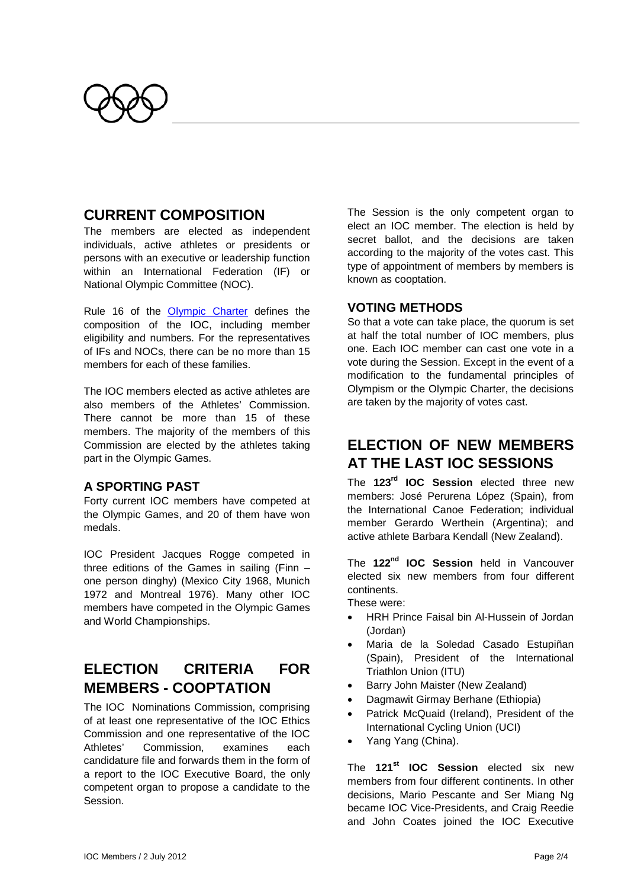## CURRENT COMPOSITION

The members are elected as independent individuals, active athletes or presidents or persons with an executive or leadership function within an International Federation (IF) or National Olympic Committee (NOC).

Rule 16 of the Olympic Charter defines the composition of the IOC, including member eligibility and numbers. For the representatives of IFs and NOCs, there can be no more than 15 members for each of these families.

The IOC members elected as active athletes are also members of the Athletes' Commission. There cannot be more than 15 of these members. The majority of the members of this Commission are elected by the athletes taking part in the Olympic Games.

### A SPORTING PAST

Forty current IOC members have competed at the Olympic Games, and 20 of them have won medals.

IOC President Jacques Rogge competed in three editions of the Games in sailing (Finn – one person dinghy) (Mexico City 1968, Munich 1972 and Montreal 1976). Many other IOC members have competed in the Olympic Games and World Championships.

## ELECTION CRITERIA FOR MEMBERS - COOPTATION

The IOC Nominations Commission, comprising of at least one representative of the IOC Ethics Commission and one representative of the IOC Athletes' Commission, examines each candidature file and forwards them in the form of a report to the IOC Executive Board, the only competent organ to propose a candidate to the Session.

The Session is the only competent organ to elect an IOC member. The election is held by secret ballot, and the decisions are taken according to the majority of the votes cast. This type of appointment of members by members is known as cooptation.

### VOTING METHODS

So that a vote can take place, the quorum is set at half the total number of IOC members, plus one. Each IOC member can cast one vote in a vote during the Session. Except in the event of a modification to the fundamental principles of Olympism or the Olympic Charter, the decisions are taken by the majority of votes cast.

## ELECTION OF NEW MEMBERS AT THE LAST IOC SESSIONS

The **123rd IOC Session** elected three new members: José Perurena López (Spain), from the International Canoe Federation; individual member Gerardo Werthein (Argentina); and active athlete Barbara Kendall (New Zealand).

The **122nd IOC Session** held in Vancouver elected six new members from four different continents.

These were:

- HRH Prince Faisal bin Al-Hussein of Jordan (Jordan)
- Maria de la Soledad Casado Estupiñan (Spain), President of the International Triathlon Union (ITU)
- Barry John Maister (New Zealand)
- Dagmawit Girmay Berhane (Ethiopia)
- Patrick McQuaid (Ireland), President of the International Cycling Union (UCI)
- Yang Yang (China).

The **121st IOC Session** elected six new members from four different continents. In other decisions, Mario Pescante and Ser Miang Ng became IOC Vice-Presidents, and Craig Reedie and John Coates joined the IOC Executive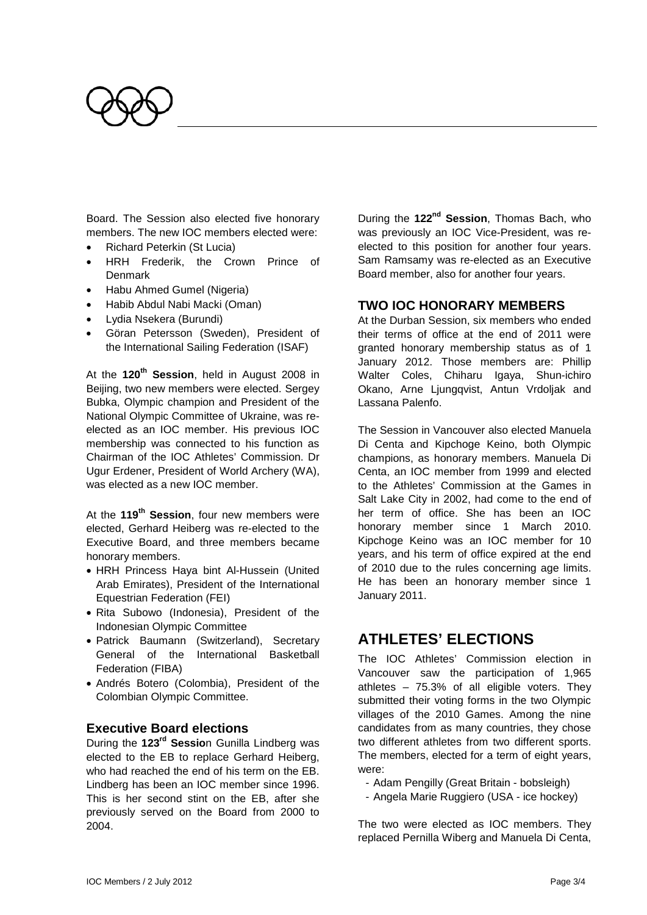Board. The Session also elected five honorary members. The new IOC members elected were:

- Richard Peterkin (St Lucia)
- HRH Frederik, the Crown Prince of Denmark
- Habu Ahmed Gumel (Nigeria)
- Habib Abdul Nabi Macki (Oman)
- Lydia Nsekera (Burundi)
- Göran Petersson (Sweden), President of the International Sailing Federation (ISAF)

At the **120th Session**, held in August 2008 in Beijing, two new members were elected. Sergey Bubka, Olympic champion and President of the National Olympic Committee of Ukraine, was re-elected as an IOC member. His previous IOC membership was connected to his function as Chairman of the IOC Athletes' Commission. Dr Ugur Erdener, President of World Archery (WA), was elected as a new IOC member.

At the **119th Session**, four new members were elected, Gerhard Heiberg was re-elected to the Executive Board, and three members became honorary members.

- HRH Princess Haya bint Al-Hussein (United Arab Emirates), President of the International Equestrian Federation (FEI)
- Rita Subowo (Indonesia), President of the Indonesian Olympic Committee
- Patrick Baumann (Switzerland), Secretary General of the International Basketball Federation (FIBA)
- Andrés Botero (Colombia), President of the Colombian Olympic Committee.

### Executive Board elections

During the **123rd Session** Gunilla Lindberg was elected to the EB to replace Gerhard Heiberg, who had reached the end of his term on the EB. Lindberg has been an IOC member since 1996. This is her second stint on the EB, after she previously served on the Board from 2000 to 2004.

During the **122nd Session**, Thomas Bach, who was previously an IOC Vice-President, was re-elected to this position for another four years. Sam Ramsamy was re-elected as an Executive Board member, also for another four years.

### TWO IOC HONORARY MEMBERS

At the Durban Session, six members who ended their terms of office at the end of 2011 were granted honorary membership status as of 1 January 2012. Those members are: Phillip Walter Coles, Chiharu Igaya, Shun-ichiro Okano, Arne Ljungqvist, Antun Vrdoljak and Lassana Palenfo.

The Session in Vancouver also elected Manuela Di Centa and Kipchoge Keino, both Olympic champions, as honorary members. Manuela Di Centa, an IOC member from 1999 and elected to the Athletes' Commission at the Games in Salt Lake City in 2002, had come to the end of her term of office. She has been an IOC honorary member since 1 March 2010. Kipchoge Keino was an IOC member for 10 years, and his term of office expired at the end of 2010 due to the rules concerning age limits. He has been an honorary member since 1 January 2011.

## ATHLETES' ELECTIONS

The IOC Athletes' Commission election in Vancouver saw the participation of 1,965 athletes – 75.3% of all eligible voters. They submitted their voting forms in the two Olympic villages of the 2010 Games. Among the nine candidates from as many countries, they chose two different athletes from two different sports. The members, elected for a term of eight years, were:

- Adam Pengilly (Great Britain - bobsleigh)
- Angela Marie Ruggiero (USA - ice hockey)

The two were elected as IOC members. They replaced Pernilla Wiberg and Manuela Di Centa,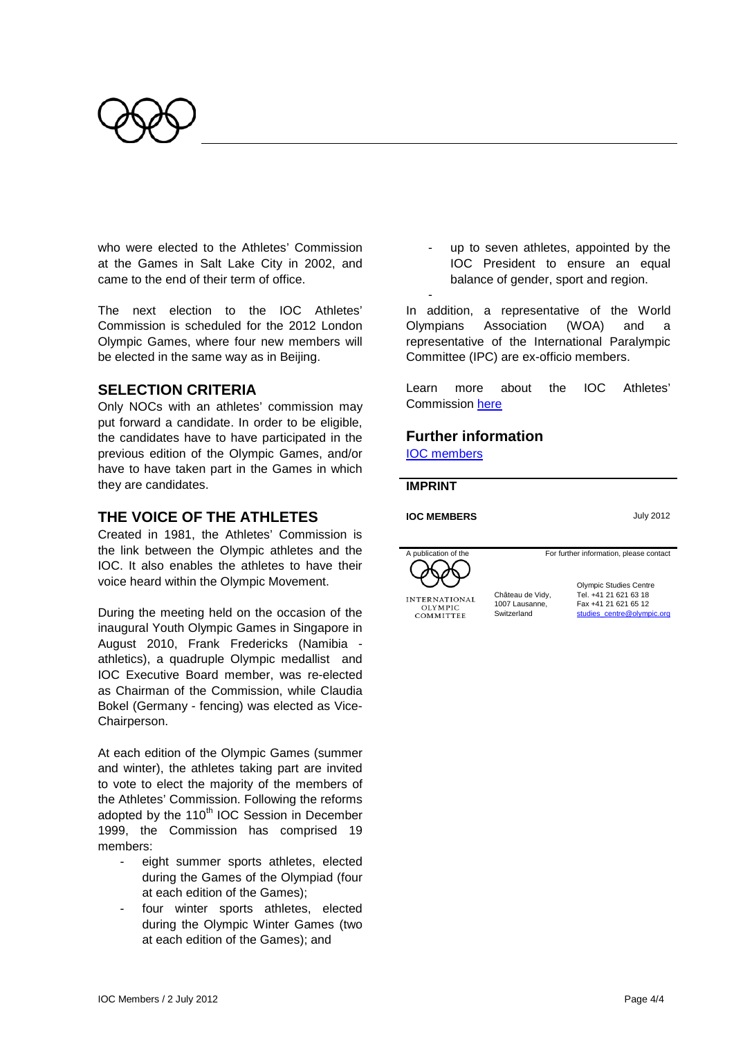who were elected to the Athletes' Commission at the Games in Salt Lake City in 2002, and came to the end of their term of office.

The next election to the IOC Athletes' Commission is scheduled for the 2012 London Olympic Games, where four new members will be elected in the same way as in Beijing.

## SELECTION CRITERIA

Only NOCs with an athletes' commission may put forward a candidate. In order to be eligible, the candidates have to have participated in the previous edition of the Olympic Games, and/or have to have taken part in the Games in which they are candidates.

## THE VOICE OF THE ATHLETES

Created in 1981, the Athletes' Commission is the link between the Olympic athletes and the IOC. It also enables the athletes to have their voice heard within the Olympic Movement.

During the meeting held on the occasion of the inaugural Youth Olympic Games in Singapore in August 2010, Frank Fredericks (Namibia - athletics), a quadruple Olympic medallist and IOC Executive Board member, was re-elected as Chairman of the Commission, while Claudia Bokel (Germany - fencing) was elected as Vice-Chairperson.

At each edition of the Olympic Games (summer and winter), the athletes taking part are invited to vote to elect the majority of the members of the Athletes' Commission. Following the reforms adopted by the 110th IOC Session in December 1999, the Commission has comprised 19 members:

- eight summer sports athletes, elected during the Games of the Olympiad (four at each edition of the Games);
- four winter sports athletes, elected during the Olympic Winter Games (two at each edition of the Games); and
- up to seven athletes, appointed by the IOC President to ensure an equal balance of gender, sport and region.

In addition, a representative of the World Olympians Association (WOA) and a representative of the International Paralympic Committee (IPC) are ex-officio members.

Learn more about the IOC Athletes' Commission here

## Further information

IOC members

**IMPRINT**

**IOC MEMBERS** July 2012

A publication of the International Olympic Committee

Château de Vidy, 1007 Lausanne, Switzerland

For further information, please contact

Olympic Studies Centre
Tel. +41 21 621 63 18
Fax +41 21 621 65 12
studies_centre@olympic.org